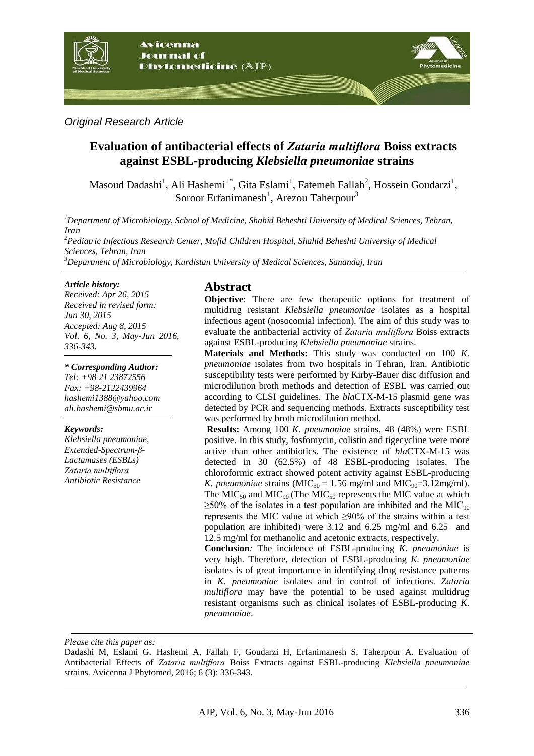*Original Research Article*

# Evaluation of antibacterial effects of *Zataria multiflora* Boiss extracts against ESBL-producing *Klebsiella pneumoniae* strains

Masoud Dadashi[1], Ali Hashemi[1*], Gita Eslami[1], Fatemeh Fallah[2], Hossein Goudarzi[1], Soroor Erfanimanesh[1], Arezou Taherpour[3]

[1]*Department of Microbiology, School of Medicine, Shahid Beheshti University of Medical Sciences, Tehran, Iran*

[2]*Pediatric Infectious Research Center, Mofid Children Hospital, Shahid Beheshti University of Medical Sciences, Tehran, Iran*

[3]*Department of Microbiology, Kurdistan University of Medical Sciences, Sanandaj, Iran*

***Article history:***
*Received: Apr 26, 2015*
*Received in revised form: Jun 30, 2015*
*Accepted: Aug 8, 2015*
*Vol. 6, No. 3, May-Jun 2016, 336-343.*

***\* Corresponding Author:***
*Tel: +98 21 23872556*
*Fax: +98-2122439964*
*hashemi1388@yahoo.com*
*ali.hashemi@sbmu.ac.ir*

***Keywords:***
*Klebsiella pneumoniae,*
*Extended-Spectrum-β-Lactamases (ESBLs)*
*Zataria multiflora*
*Antibiotic Resistance*

## Abstract

**Objective**: There are few therapeutic options for treatment of multidrug resistant *Klebsiella pneumoniae* isolates as a hospital infectious agent (nosocomial infection). The aim of this study was to evaluate the antibacterial activity of *Zataria multiflora* Boiss extracts against ESBL-producing *Klebsiella pneumoniae* strains.

**Materials and Methods:** This study was conducted on 100 *K. pneumoniae* isolates from two hospitals in Tehran, Iran. Antibiotic susceptibility tests were performed by Kirby-Bauer disc diffusion and microdilution broth methods and detection of ESBL was carried out according to CLSI guidelines. The *bla*CTX-M-15 plasmid gene was detected by PCR and sequencing methods. Extracts susceptibility test was performed by broth microdilution method.

**Results:** Among 100 *K. pneumoniae* strains, 48 (48%) were ESBL positive. In this study, fosfomycin, colistin and tigecycline were more active than other antibiotics. The existence of *bla*CTX-M-15 was detected in 30 (62.5%) of 48 ESBL-producing isolates. The chloroformic extract showed potent activity against ESBL-producing *K. pneumoniae* strains ($MIC_{50}$ = 1.56 mg/ml and $MIC_{90}$=3.12mg/ml). The $MIC_{50}$ and $MIC_{90}$ (The $MIC_{50}$ represents the MIC value at which ≥50% of the isolates in a test population are inhibited and the $MIC_{90}$ represents the MIC value at which ≥90% of the strains within a test population are inhibited) were 3.12 and 6.25 mg/ml and 6.25 and 12.5 mg/ml for methanolic and acetonic extracts, respectively.

**Conclusion***:* The incidence of ESBL-producing *K. pneumoniae* is very high. Therefore, detection of ESBL-producing *K. pneumoniae* isolates is of great importance in identifying drug resistance patterns in *K. pneumoniae* isolates and in control of infections. *Zataria multiflora* may have the potential to be used against multidrug resistant organisms such as clinical isolates of ESBL-producing *K. pneumoniae*.

*Please cite this paper as:*

Dadashi M, Eslami G, Hashemi A, Fallah F, Goudarzi H, Erfanimanesh S, Taherpour A. Evaluation of Antibacterial Effects of *Zataria multiflora* Boiss Extracts against ESBL-producing *Klebsiella pneumoniae* strains. Avicenna J Phytomed, 2016; 6 (3): 336-343.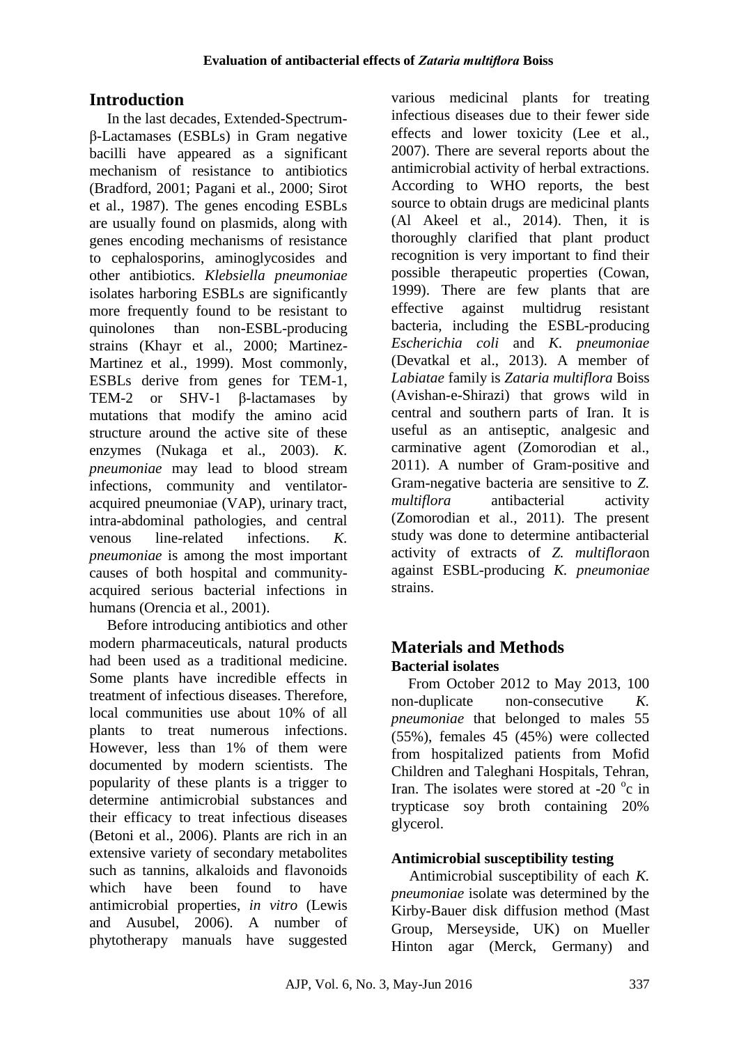## Introduction

In the last decades, Extended-Spectrum-β-Lactamases (ESBLs) in Gram negative bacilli have appeared as a significant mechanism of resistance to antibiotics (Bradford, 2001; Pagani et al., 2000; Sirot et al., 1987). The genes encoding ESBLs are usually found on plasmids, along with genes encoding mechanisms of resistance to cephalosporins, aminoglycosides and other antibiotics. *Klebsiella pneumoniae* isolates harboring ESBLs are significantly more frequently found to be resistant to quinolones than non-ESBL-producing strains (Khayr et al., 2000; Martinez-Martinez et al., 1999). Most commonly, ESBLs derive from genes for TEM-1, TEM-2 or SHV-1 β-lactamases by mutations that modify the amino acid structure around the active site of these enzymes (Nukaga et al., 2003). *K. pneumoniae* may lead to blood stream infections, community and ventilator-acquired pneumoniae (VAP), urinary tract, intra-abdominal pathologies, and central venous line-related infections. *K. pneumoniae* is among the most important causes of both hospital and community-acquired serious bacterial infections in humans (Orencia et al., 2001).

Before introducing antibiotics and other modern pharmaceuticals, natural products had been used as a traditional medicine. Some plants have incredible effects in treatment of infectious diseases. Therefore, local communities use about 10% of all plants to treat numerous infections. However, less than 1% of them were documented by modern scientists. The popularity of these plants is a trigger to determine antimicrobial substances and their efficacy to treat infectious diseases (Betoni et al., 2006). Plants are rich in an extensive variety of secondary metabolites such as tannins, alkaloids and flavonoids which have been found to have antimicrobial properties, *in vitro* (Lewis and Ausubel, 2006). A number of phytotherapy manuals have suggested various medicinal plants for treating infectious diseases due to their fewer side effects and lower toxicity (Lee et al., 2007). There are several reports about the antimicrobial activity of herbal extractions. According to WHO reports, the best source to obtain drugs are medicinal plants (Al Akeel et al., 2014). Then, it is thoroughly clarified that plant product recognition is very important to find their possible therapeutic properties (Cowan, 1999). There are few plants that are effective against multidrug resistant bacteria, including the ESBL-producing *Escherichia coli* and *K. pneumoniae* (Devatkal et al., 2013). A member of *Labiatae* family is *Zataria multiflora* Boiss (Avishan-e-Shirazi) that grows wild in central and southern parts of Iran. It is useful as an antiseptic, analgesic and carminative agent (Zomorodian et al., 2011). A number of Gram-positive and Gram-negative bacteria are sensitive to *Z. multiflora* antibacterial activity (Zomorodian et al., 2011). The present study was done to determine antibacterial activity of extracts of *Z. multiflora*on against ESBL-producing *K. pneumoniae* strains.

## Materials and Methods

### Bacterial isolates

From October 2012 to May 2013, 100 non-duplicate non-consecutive *K. pneumoniae* that belonged to males 55 (55%), females 45 (45%) were collected from hospitalized patients from Mofid Children and Taleghani Hospitals, Tehran, Iran. The isolates were stored at -20 $^{o}$c in trypticase soy broth containing 20% glycerol.

### Antimicrobial susceptibility testing

Antimicrobial susceptibility of each *K. pneumoniae* isolate was determined by the Kirby-Bauer disk diffusion method (Mast Group, Merseyside, UK) on Mueller Hinton agar (Merck, Germany) and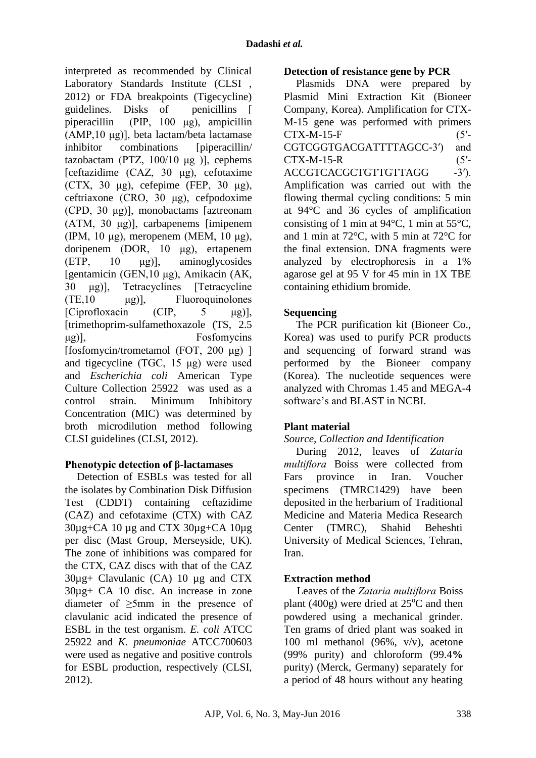interpreted as recommended by Clinical Laboratory Standards Institute (CLSI , 2012) or FDA breakpoints (Tigecycline) guidelines. Disks of penicillins [ piperacillin (PIP, 100 μg), ampicillin (AMP,10 μg)], beta lactam/beta lactamase inhibitor combinations [piperacillin/ tazobactam (PTZ, 100/10 μg )], cephems [ceftazidime (CAZ, 30 μg), cefotaxime (CTX, 30 μg), cefepime (FEP, 30 μg), ceftriaxone (CRO, 30 μg), cefpodoxime (CPD, 30 μg)], monobactams [aztreonam (ATM, 30 μg)], carbapenems [imipenem (IPM, 10 μg), meropenem (MEM, 10 μg), doripenem (DOR, 10 μg), ertapenem (ETP, 10 μg)], aminoglycosides [gentamicin (GEN,10 μg), Amikacin (AK, 30 μg)], Tetracyclines [Tetracycline (TE,10 μg)], Fluoroquinolones [Ciprofloxacin (CIP, 5 μg)], [trimethoprim-sulfamethoxazole (TS, 2.5 μg)], Fosfomycins [fosfomycin/trometamol (FOT, 200 μg) ] and tigecycline (TGC, 15 μg) were used and *Escherichia coli* American Type Culture Collection 25922 was used as a control strain. Minimum Inhibitory Concentration (MIC) was determined by broth microdilution method following CLSI guidelines (CLSI, 2012).

**Phenotypic detection of β-lactamases**

Detection of ESBLs was tested for all the isolates by Combination Disk Diffusion Test (CDDT) containing ceftazidime (CAZ) and cefotaxime (CTX) with CAZ 30µg+CA 10 µg and CTX 30µg+CA 10µg per disc (Mast Group, Merseyside, UK). The zone of inhibitions was compared for the CTX, CAZ discs with that of the CAZ 30µg+ Clavulanic (CA) 10 µg and CTX 30µg+ CA 10 disc. An increase in zone diameter of ≥5mm in the presence of clavulanic acid indicated the presence of ESBL in the test organism. *E. coli* ATCC 25922 and *K. pneumoniae* ATCC700603 were used as negative and positive controls for ESBL production, respectively (CLSI, 2012).

**Detection of resistance gene by PCR**

Plasmids DNA were prepared by Plasmid Mini Extraction Kit (Bioneer Company, Korea). Amplification for CTX-M-15 gene was performed with primers CTX-M-15-F (5′-CGTCGGTGACGATTTTAGCC-3′) and CTX-M-15-R (5′-ACCGTCACGCTGTTGTTAGG -3′). Amplification was carried out with the flowing thermal cycling conditions: 5 min at 94°C and 36 cycles of amplification consisting of 1 min at 94°C, 1 min at 55°C, and 1 min at 72°C, with 5 min at 72°C for the final extension. DNA fragments were analyzed by electrophoresis in a 1% agarose gel at 95 V for 45 min in 1X TBE containing ethidium bromide.

**Sequencing**

The PCR purification kit (Bioneer Co., Korea) was used to purify PCR products and sequencing of forward strand was performed by the Bioneer company (Korea). The nucleotide sequences were analyzed with Chromas 1.45 and MEGA-4 software's and BLAST in NCBI.

**Plant material**

*Source, Collection and Identification*

During 2012, leaves of *Zataria multiflora* Boiss were collected from Fars province in Iran. Voucher specimens (TMRC1429) have been deposited in the herbarium of Traditional Medicine and Materia Medica Research Center (TMRC), Shahid Beheshti University of Medical Sciences, Tehran, Iran.

**Extraction method**

Leaves of the *Zataria multiflora* Boiss plant (400g) were dried at 25°C and then powdered using a mechanical grinder. Ten grams of dried plant was soaked in 100 ml methanol (96%, v/v), acetone (99% purity) and chloroform (99.4**%** purity) (Merck, Germany) separately for a period of 48 hours without any heating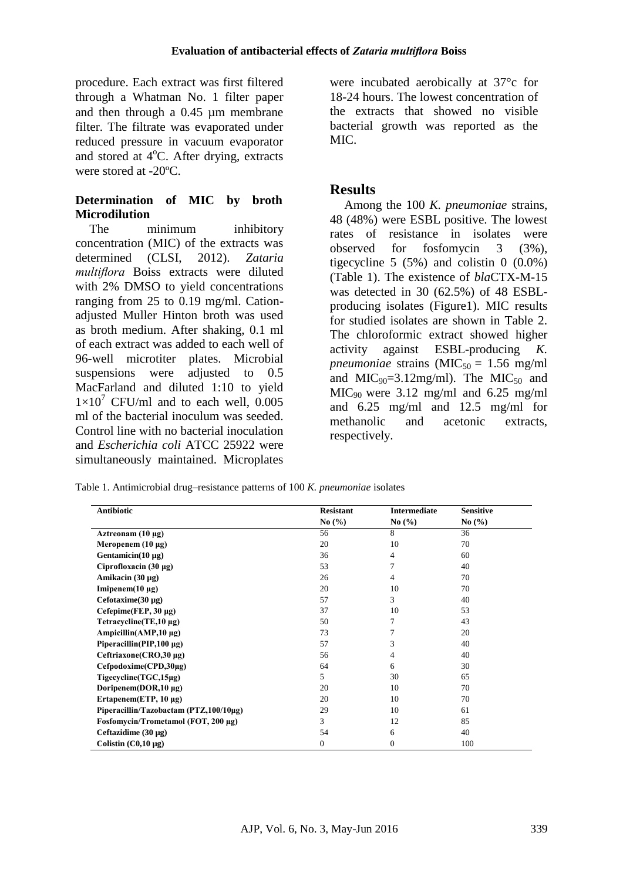procedure. Each extract was first filtered through a Whatman No. 1 filter paper and then through a 0.45 µm membrane filter. The filtrate was evaporated under reduced pressure in vacuum evaporator and stored at 4°C. After drying, extracts were stored at -20ºC.

### Determination of MIC by broth Microdilution

The minimum inhibitory concentration (MIC) of the extracts was determined (CLSI, 2012). *Zataria multiflora* Boiss extracts were diluted with 2% DMSO to yield concentrations ranging from 25 to 0.19 mg/ml. Cation-adjusted Muller Hinton broth was used as broth medium. After shaking, 0.1 ml of each extract was added to each well of 96-well microtiter plates. Microbial suspensions were adjusted to 0.5 MacFarland and diluted 1:10 to yield $1 \times 10^7$ CFU/ml and to each well, 0.005 ml of the bacterial inoculum was seeded. Control line with no bacterial inoculation and *Escherichia coli* ATCC 25922 were simultaneously maintained. Microplates were incubated aerobically at 37°c for 18-24 hours. The lowest concentration of the extracts that showed no visible bacterial growth was reported as the MIC.

## Results

Among the 100 *K. pneumoniae* strains, 48 (48%) were ESBL positive. The lowest rates of resistance in isolates were observed for fosfomycin 3 (3%), tigecycline 5 (5%) and colistin 0 (0.0%) (Table 1). The existence of *bla*CTX-M-15 was detected in 30 (62.5%) of 48 ESBL-producing isolates (Figure1). MIC results for studied isolates are shown in Table 2. The chloroformic extract showed higher activity against ESBL-producing *K. pneumoniae* strains ($MIC_{50}$ = 1.56 mg/ml and $MIC_{90}$=3.12mg/ml). The $MIC_{50}$ and $MIC_{90}$ were 3.12 mg/ml and 6.25 mg/ml and 6.25 mg/ml and 12.5 mg/ml for methanolic and acetonic extracts, respectively.

Table 1. Antimicrobial drug–resistance patterns of 100 *K. pneumoniae* isolates

| Antibiotic | Resistant No (%) | Intermediate No (%) | Sensitive No (%) |
|---|---|---|---|
| Aztreonam (10 µg) | 56 | 8 | 36 |
| Meropenem (10 µg) | 20 | 10 | 70 |
| Gentamicin(10 µg) | 36 | 4 | 60 |
| Ciprofloxacin (30 µg) | 53 | 7 | 40 |
| Amikacin (30 µg) | 26 | 4 | 70 |
| Imipenem(10 µg) | 20 | 10 | 70 |
| Cefotaxime(30 µg) | 57 | 3 | 40 |
| Cefepime(FEP, 30 µg) | 37 | 10 | 53 |
| Tetracycline(TE,10 µg) | 50 | 7 | 43 |
| Ampicillin(AMP,10 µg) | 73 | 7 | 20 |
| Piperacillin(PIP,100 µg) | 57 | 3 | 40 |
| Ceftriaxone(CRO,30 µg) | 56 | 4 | 40 |
| Cefpodoxime(CPD,30µg) | 64 | 6 | 30 |
| Tigecycline(TGC,15µg) | 5 | 30 | 65 |
| Doripenem(DOR,10 µg) | 20 | 10 | 70 |
| Ertapenem(ETP, 10 µg) | 20 | 10 | 70 |
| Piperacillin/Tazobactam (PTZ,100/10µg) | 29 | 10 | 61 |
| Fosfomycin/Trometamol (FOT, 200 µg) | 3 | 12 | 85 |
| Ceftazidime (30 µg) | 54 | 6 | 40 |
| Colistin (C0,10 µg) | 0 | 0 | 100 |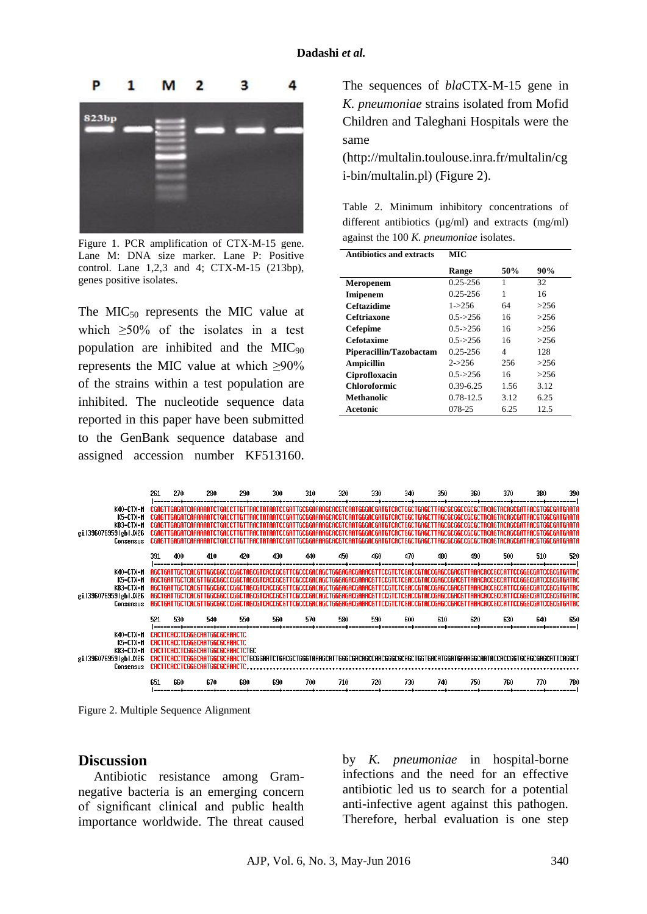Figure 1. PCR amplification of CTX-M-15 gene. Lane M: DNA size marker. Lane P: Positive control. Lane 1,2,3 and 4; CTX-M-15 (213bp), genes positive isolates.

The $MIC_{50}$ represents the MIC value at which ≥50% of the isolates in a test population are inhibited and the $MIC_{90}$ represents the MIC value at which ≥90% of the strains within a test population are inhibited. The nucleotide sequence data reported in this paper have been submitted to the GenBank sequence database and assigned accession number KF513160.

The sequences of *bla*CTX-M-15 gene in *K. pneumoniae* strains isolated from Mofid Children and Taleghani Hospitals were the same (http://multalin.toulouse.inra.fr/multalin/cgi-bin/multalin.pl) (Figure 2).

Table 2. Minimum inhibitory concentrations of different antibiotics (µg/ml) and extracts (mg/ml) against the 100 *K. pneumoniae* isolates.

| Antibiotics and extracts | MIC | | |
|---|---|---|---|
| | Range | 50% | 90% |
| Meropenem | 0.25-256 | 1 | 32 |
| Imipenem | 0.25-256 | 1 | 16 |
| Ceftazidime | 1->256 | 64 | >256 |
| Ceftriaxone | 0.5->256 | 16 | >256 |
| Cefepime | 0.5->256 | 16 | >256 |
| Cefotaxime | 0.5->256 | 16 | >256 |
| Piperacillin/Tazobactam | 0.25-256 | 4 | 128 |
| Ampicillin | 2->256 | 256 | >256 |
| Ciprofloxacin | 0.5->256 | 16 | >256 |
| Chloroformic | 0.39-6.25 | 1.56 | 3.12 |
| Methanolic | 0.78-12.5 | 3.12 | 6.25 |
| Acetonic | 078-25 | 6.25 | 12.5 |

Figure 2. Multiple Sequence Alignment

## Discussion

Antibiotic resistance among Gram-negative bacteria is an emerging concern of significant clinical and public health importance worldwide. The threat caused by *K. pneumoniae* in hospital-borne infections and the need for an effective antibiotic led us to search for a potential anti-infective agent against this pathogen. Therefore, herbal evaluation is one step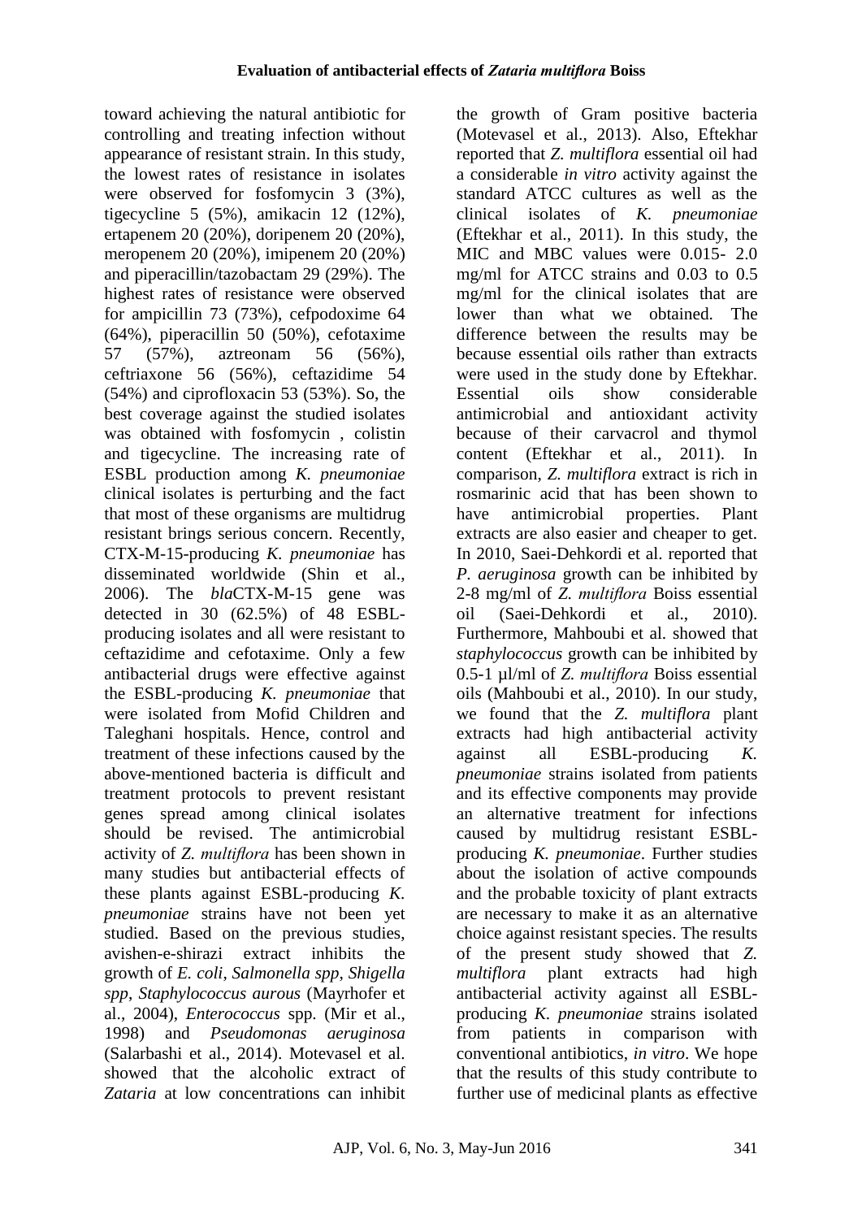toward achieving the natural antibiotic for controlling and treating infection without appearance of resistant strain. In this study, the lowest rates of resistance in isolates were observed for fosfomycin 3 (3%), tigecycline 5 (5%), amikacin 12 (12%), ertapenem 20 (20%), doripenem 20 (20%), meropenem 20 (20%), imipenem 20 (20%) and piperacillin/tazobactam 29 (29%). The highest rates of resistance were observed for ampicillin 73 (73%), cefpodoxime 64 (64%), piperacillin 50 (50%), cefotaxime 57 (57%), aztreonam 56 (56%), ceftriaxone 56 (56%), ceftazidime 54 (54%) and ciprofloxacin 53 (53%). So, the best coverage against the studied isolates was obtained with fosfomycin , colistin and tigecycline. The increasing rate of ESBL production among *K. pneumoniae* clinical isolates is perturbing and the fact that most of these organisms are multidrug resistant brings serious concern. Recently, CTX-M-15-producing *K. pneumoniae* has disseminated worldwide (Shin et al., 2006). The *bla*CTX-M-15 gene was detected in 30 (62.5%) of 48 ESBL-producing isolates and all were resistant to ceftazidime and cefotaxime. Only a few antibacterial drugs were effective against the ESBL-producing *K. pneumoniae* that were isolated from Mofid Children and Taleghani hospitals. Hence, control and treatment of these infections caused by the above-mentioned bacteria is difficult and treatment protocols to prevent resistant genes spread among clinical isolates should be revised. The antimicrobial activity of *Z. multiflora* has been shown in many studies but antibacterial effects of these plants against ESBL-producing *K. pneumoniae* strains have not been yet studied. Based on the previous studies, avishen-e-shirazi extract inhibits the growth of *E. coli*, *Salmonella spp*, *Shigella spp*, *Staphylococcus aurous* (Mayrhofer et al., 2004), *Enterococcus* spp. (Mir et al., 1998) and *Pseudomonas aeruginosa* (Salarbashi et al., 2014). Motevasel et al. showed that the alcoholic extract of *Zataria* at low concentrations can inhibit the growth of Gram positive bacteria (Motevasel et al., 2013). Also, Eftekhar reported that *Z. multiflora* essential oil had a considerable *in vitro* activity against the standard ATCC cultures as well as the clinical isolates of *K. pneumoniae* (Eftekhar et al., 2011). In this study, the MIC and MBC values were 0.015- 2.0 mg/ml for ATCC strains and 0.03 to 0.5 mg/ml for the clinical isolates that are lower than what we obtained. The difference between the results may be because essential oils rather than extracts were used in the study done by Eftekhar. Essential oils show considerable antimicrobial and antioxidant activity because of their carvacrol and thymol content (Eftekhar et al., 2011). In comparison, *Z. multiflora* extract is rich in rosmarinic acid that has been shown to have antimicrobial properties. Plant extracts are also easier and cheaper to get. In 2010, Saei-Dehkordi et al. reported that *P. aeruginosa* growth can be inhibited by 2-8 mg/ml of *Z. multiflora* Boiss essential oil (Saei-Dehkordi et al., 2010). Furthermore, Mahboubi et al. showed that *staphylococcus* growth can be inhibited by 0.5-1 µl/ml of *Z. multiflora* Boiss essential oils (Mahboubi et al., 2010). In our study, we found that the *Z. multiflora* plant extracts had high antibacterial activity against all ESBL-producing *K. pneumoniae* strains isolated from patients and its effective components may provide an alternative treatment for infections caused by multidrug resistant ESBL-producing *K. pneumoniae*. Further studies about the isolation of active compounds and the probable toxicity of plant extracts are necessary to make it as an alternative choice against resistant species. The results of the present study showed that *Z. multiflora* plant extracts had high antibacterial activity against all ESBL-producing *K. pneumoniae* strains isolated from patients in comparison with conventional antibiotics, *in vitro*. We hope that the results of this study contribute to further use of medicinal plants as effective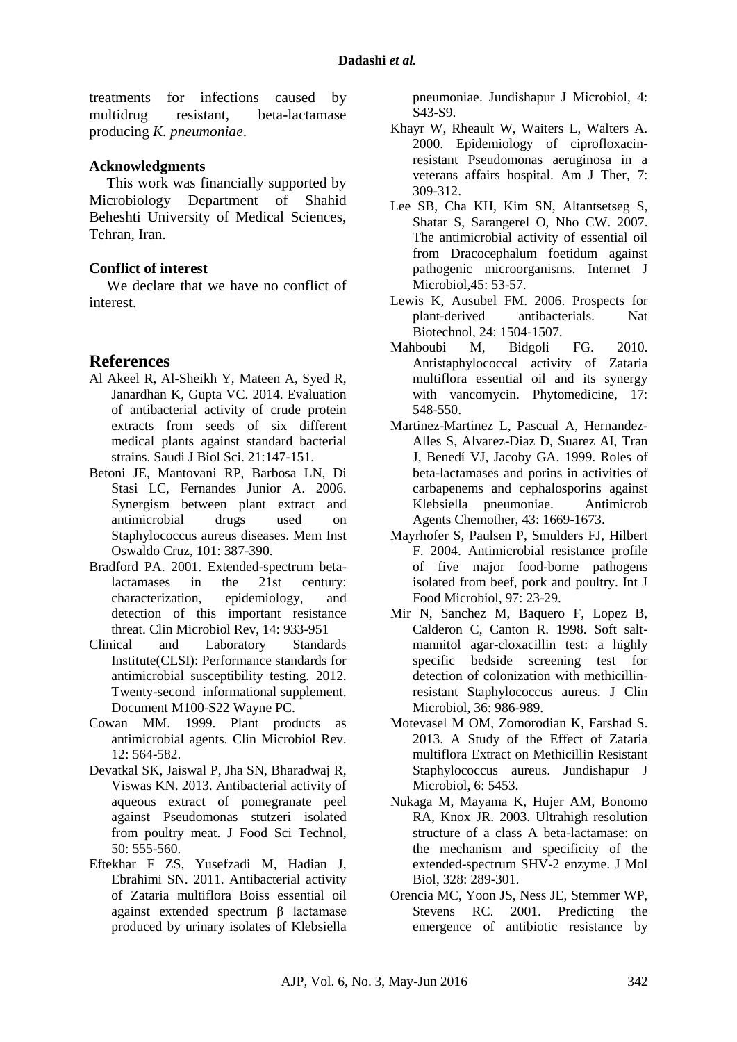treatments for infections caused by multidrug resistant, beta-lactamase producing *K. pneumoniae*.

### Acknowledgments

This work was financially supported by Microbiology Department of Shahid Beheshti University of Medical Sciences, Tehran, Iran.

### Conflict of interest

We declare that we have no conflict of interest.

## References

Al Akeel R, Al-Sheikh Y, Mateen A, Syed R, Janardhan K, Gupta VC. 2014. Evaluation of antibacterial activity of crude protein extracts from seeds of six different medical plants against standard bacterial strains. Saudi J Biol Sci. 21:147-151.

Betoni JE, Mantovani RP, Barbosa LN, Di Stasi LC, Fernandes Junior A. 2006. Synergism between plant extract and antimicrobial drugs used on Staphylococcus aureus diseases. Mem Inst Oswaldo Cruz, 101: 387-390.

Bradford PA. 2001. Extended-spectrum beta-lactamases in the 21st century: characterization, epidemiology, and detection of this important resistance threat. Clin Microbiol Rev, 14: 933-951

Clinical and Laboratory Standards Institute(CLSI): Performance standards for antimicrobial susceptibility testing. 2012. Twenty-second informational supplement. Document M100-S22 Wayne PC.

Cowan MM. 1999. Plant products as antimicrobial agents. Clin Microbiol Rev. 12: 564-582.

Devatkal SK, Jaiswal P, Jha SN, Bharadwaj R, Viswas KN. 2013. Antibacterial activity of aqueous extract of pomegranate peel against Pseudomonas stutzeri isolated from poultry meat. J Food Sci Technol, 50: 555-560.

Eftekhar F ZS, Yusefzadi M, Hadian J, Ebrahimi SN. 2011. Antibacterial activity of Zataria multiflora Boiss essential oil against extended spectrum β lactamase produced by urinary isolates of Klebsiella pneumoniae. Jundishapur J Microbiol, 4: S43-S9.

Khayr W, Rheault W, Waiters L, Walters A. 2000. Epidemiology of ciprofloxacin-resistant Pseudomonas aeruginosa in a veterans affairs hospital. Am J Ther, 7: 309-312.

Lee SB, Cha KH, Kim SN, Altantsetseg S, Shatar S, Sarangerel O, Nho CW. 2007. The antimicrobial activity of essential oil from Dracocephalum foetidum against pathogenic microorganisms. Internet J Microbiol,45: 53-57.

Lewis K, Ausubel FM. 2006. Prospects for plant-derived antibacterials. Nat Biotechnol, 24: 1504-1507.

Mahboubi M, Bidgoli FG. 2010. Antistaphylococcal activity of Zataria multiflora essential oil and its synergy with vancomycin. Phytomedicine, 17: 548-550.

Martinez-Martinez L, Pascual A, Hernandez-Alles S, Alvarez-Diaz D, Suarez AI, Tran J, Benedí VJ, Jacoby GA. 1999. Roles of beta-lactamases and porins in activities of carbapenems and cephalosporins against Klebsiella pneumoniae. Antimicrob Agents Chemother, 43: 1669-1673.

Mayrhofer S, Paulsen P, Smulders FJ, Hilbert F. 2004. Antimicrobial resistance profile of five major food-borne pathogens isolated from beef, pork and poultry. Int J Food Microbiol, 97: 23-29.

Mir N, Sanchez M, Baquero F, Lopez B, Calderon C, Canton R. 1998. Soft salt-mannitol agar-cloxacillin test: a highly specific bedside screening test for detection of colonization with methicillin-resistant Staphylococcus aureus. J Clin Microbiol, 36: 986-989.

Motevasel M OM, Zomorodian K, Farshad S. 2013. A Study of the Effect of Zataria multiflora Extract on Methicillin Resistant Staphylococcus aureus. Jundishapur J Microbiol, 6: 5453.

Nukaga M, Mayama K, Hujer AM, Bonomo RA, Knox JR. 2003. Ultrahigh resolution structure of a class A beta-lactamase: on the mechanism and specificity of the extended-spectrum SHV-2 enzyme. J Mol Biol, 328: 289-301.

Orencia MC, Yoon JS, Ness JE, Stemmer WP, Stevens RC. 2001. Predicting the emergence of antibiotic resistance by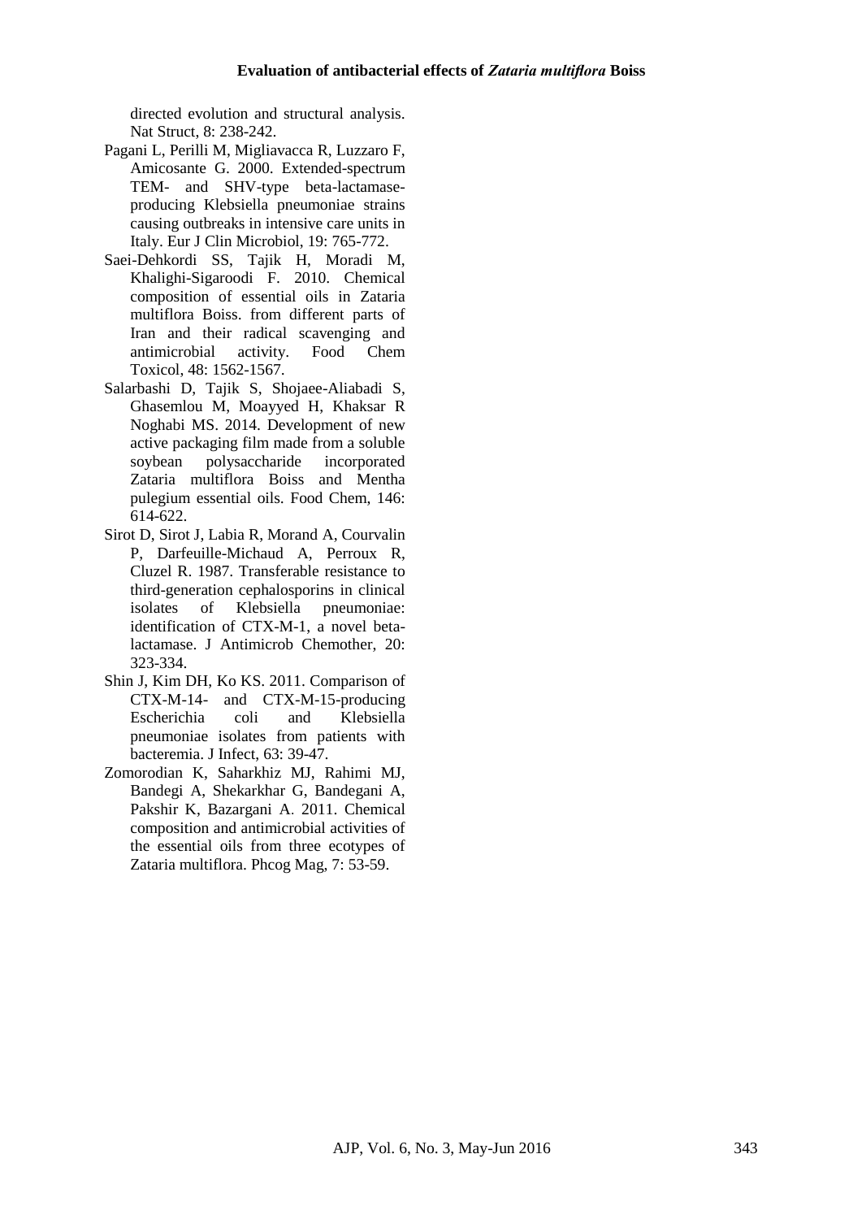directed evolution and structural analysis. Nat Struct, 8: 238-242.

Pagani L, Perilli M, Migliavacca R, Luzzaro F, Amicosante G. 2000. Extended-spectrum TEM- and SHV-type beta-lactamase-producing Klebsiella pneumoniae strains causing outbreaks in intensive care units in Italy. Eur J Clin Microbiol, 19: 765-772.

Saei-Dehkordi SS, Tajik H, Moradi M, Khalighi-Sigaroodi F. 2010. Chemical composition of essential oils in Zataria multiflora Boiss. from different parts of Iran and their radical scavenging and antimicrobial activity. Food Chem Toxicol, 48: 1562-1567.

Salarbashi D, Tajik S, Shojaee-Aliabadi S, Ghasemlou M, Moayyed H, Khaksar R Noghabi MS. 2014. Development of new active packaging film made from a soluble soybean polysaccharide incorporated Zataria multiflora Boiss and Mentha pulegium essential oils. Food Chem, 146: 614-622.

Sirot D, Sirot J, Labia R, Morand A, Courvalin P, Darfeuille-Michaud A, Perroux R, Cluzel R. 1987. Transferable resistance to third-generation cephalosporins in clinical isolates of Klebsiella pneumoniae: identification of CTX-M-1, a novel beta-lactamase. J Antimicrob Chemother, 20: 323-334.

Shin J, Kim DH, Ko KS. 2011. Comparison of CTX-M-14- and CTX-M-15-producing Escherichia coli and Klebsiella pneumoniae isolates from patients with bacteremia. J Infect, 63: 39-47.

Zomorodian K, Saharkhiz MJ, Rahimi MJ, Bandegi A, Shekarkhar G, Bandegani A, Pakshir K, Bazargani A. 2011. Chemical composition and antimicrobial activities of the essential oils from three ecotypes of Zataria multiflora. Phcog Mag, 7: 53-59.